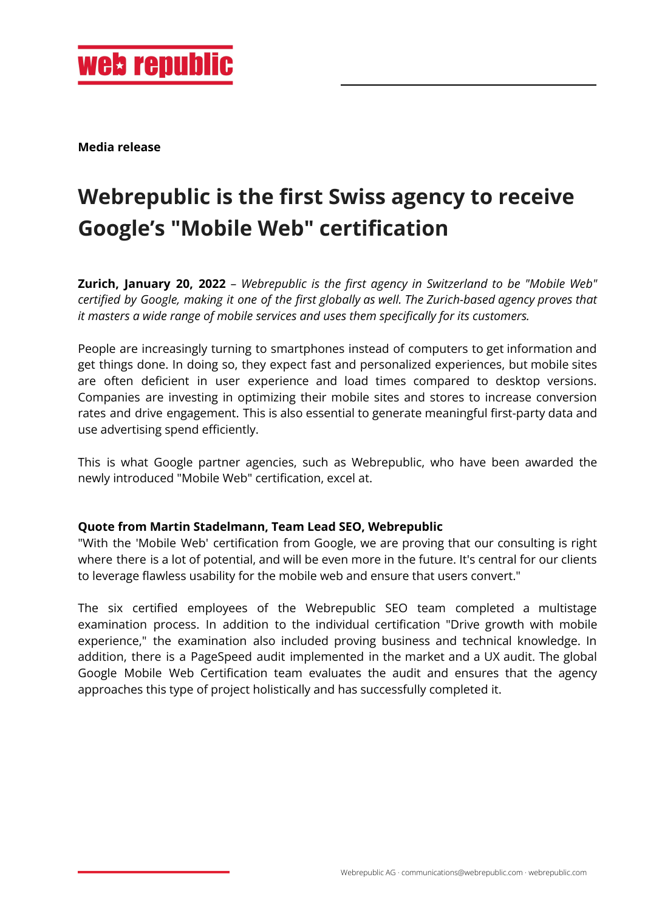**Media release**

# Webrepublic is the first Swiss agency to receive Google's "Mobile Web" certification

**Zurich, January 20, 2022** – *Webrepublic is the first agency in Switzerland to be "Mobile Web" certified by Google, making it one of the first globally as well. The Zurich-based agency proves that it masters a wide range of mobile services and uses them specifically for its customers.*

People are increasingly turning to smartphones instead of computers to get information and get things done. In doing so, they expect fast and personalized experiences, but mobile sites are often deficient in user experience and load times compared to desktop versions. Companies are investing in optimizing their mobile sites and stores to increase conversion rates and drive engagement. This is also essential to generate meaningful first-party data and use advertising spend efficiently.

This is what Google partner agencies, such as Webrepublic, who have been awarded the newly introduced "Mobile Web" certification, excel at.

**Quote from Martin Stadelmann, Team Lead SEO, Webrepublic**

"With the 'Mobile Web' certification from Google, we are proving that our consulting is right where there is a lot of potential, and will be even more in the future. It's central for our clients to leverage flawless usability for the mobile web and ensure that users convert."

The six certified employees of the Webrepublic SEO team completed a multistage examination process. In addition to the individual certification "Drive growth with mobile experience," the examination also included proving business and technical knowledge. In addition, there is a PageSpeed audit implemented in the market and a UX audit. The global Google Mobile Web Certification team evaluates the audit and ensures that the agency approaches this type of project holistically and has successfully completed it.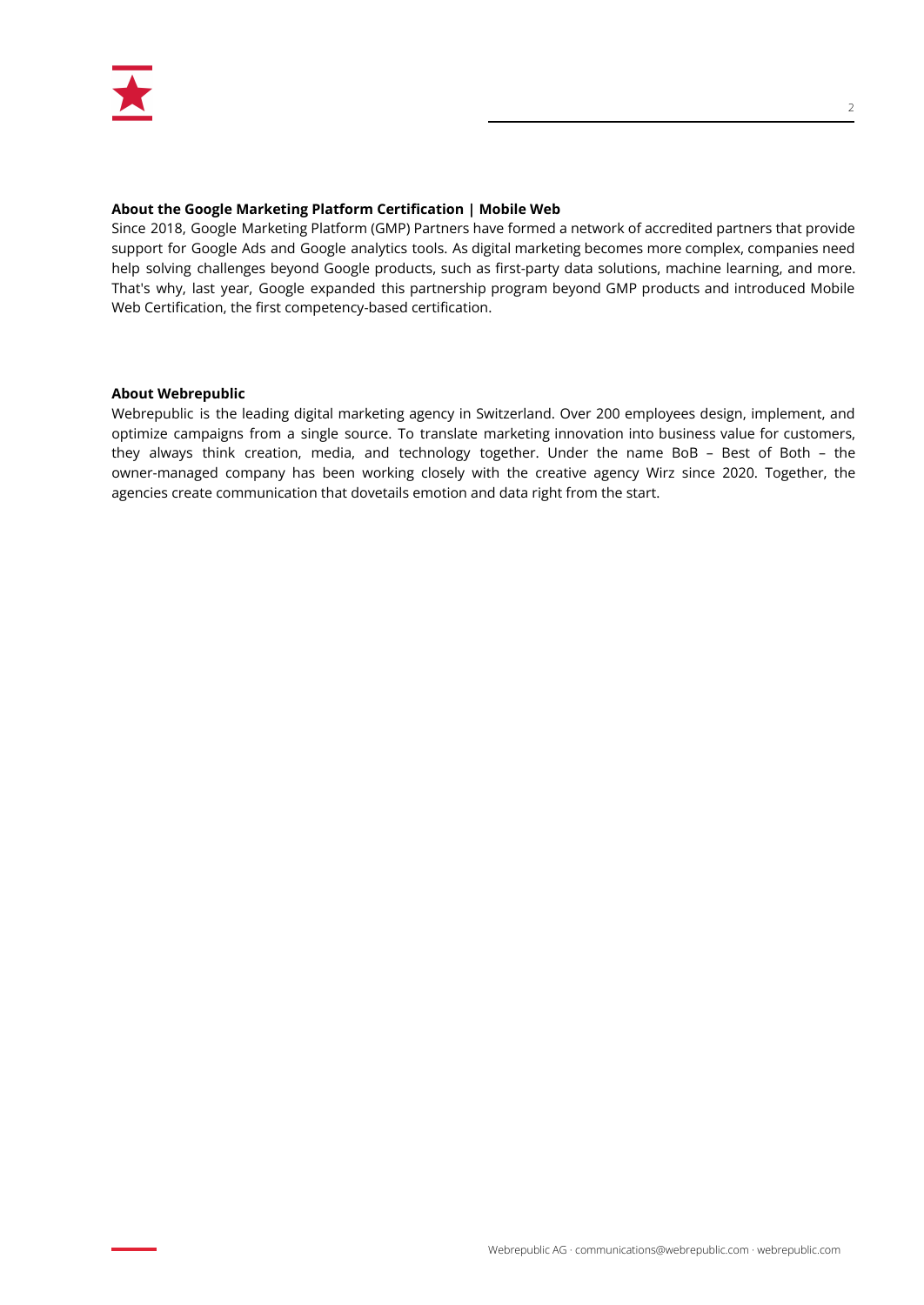**About the Google Marketing Platform Certification | Mobile Web**

Since 2018, Google Marketing Platform (GMP) Partners have formed a network of accredited partners that provide support for Google Ads and Google analytics tools. As digital marketing becomes more complex, companies need help solving challenges beyond Google products, such as first-party data solutions, machine learning, and more. That's why, last year, Google expanded this partnership program beyond GMP products and introduced Mobile Web Certification, the first competency-based certification.

**About Webrepublic**

Webrepublic is the leading digital marketing agency in Switzerland. Over 200 employees design, implement, and optimize campaigns from a single source. To translate marketing innovation into business value for customers, they always think creation, media, and technology together. Under the name BoB – Best of Both – the owner-managed company has been working closely with the creative agency Wirz since 2020. Together, the agencies create communication that dovetails emotion and data right from the start.

Webrepublic AG · communications@webrepublic.com · webrepublic.com